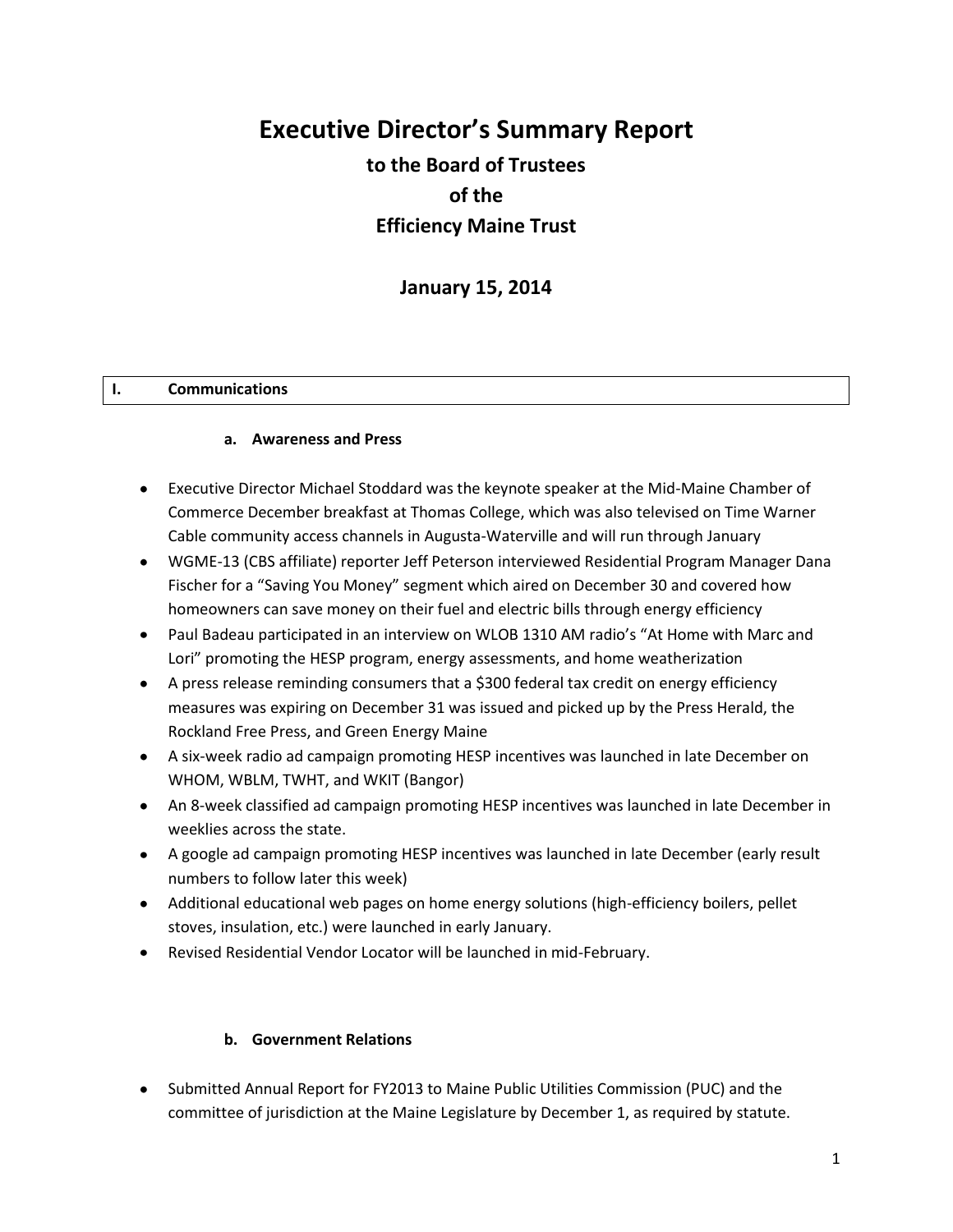# Executive Director's Summary Report

## to the Board of Trustees

## of the

## Efficiency Maine Trust

## January 15, 2014

## I. Communications

### a. Awareness and Press

- Executive Director Michael Stoddard was the keynote speaker at the Mid-Maine Chamber of Commerce December breakfast at Thomas College, which was also televised on Time Warner Cable community access channels in Augusta-Waterville and will run through January
- WGME-13 (CBS affiliate) reporter Jeff Peterson interviewed Residential Program Manager Dana Fischer for a "Saving You Money" segment which aired on December 30 and covered how homeowners can save money on their fuel and electric bills through energy efficiency
- Paul Badeau participated in an interview on WLOB 1310 AM radio's "At Home with Marc and Lori" promoting the HESP program, energy assessments, and home weatherization
- A press release reminding consumers that a $300 federal tax credit on energy efficiency measures was expiring on December 31 was issued and picked up by the Press Herald, the Rockland Free Press, and Green Energy Maine
- A six-week radio ad campaign promoting HESP incentives was launched in late December on WHOM, WBLM, TWHT, and WKIT (Bangor)
- An 8-week classified ad campaign promoting HESP incentives was launched in late December in weeklies across the state.
- A google ad campaign promoting HESP incentives was launched in late December (early result numbers to follow later this week)
- Additional educational web pages on home energy solutions (high-efficiency boilers, pellet stoves, insulation, etc.) were launched in early January.
- Revised Residential Vendor Locator will be launched in mid-February.

### b. Government Relations

- Submitted Annual Report for FY2013 to Maine Public Utilities Commission (PUC) and the committee of jurisdiction at the Maine Legislature by December 1, as required by statute.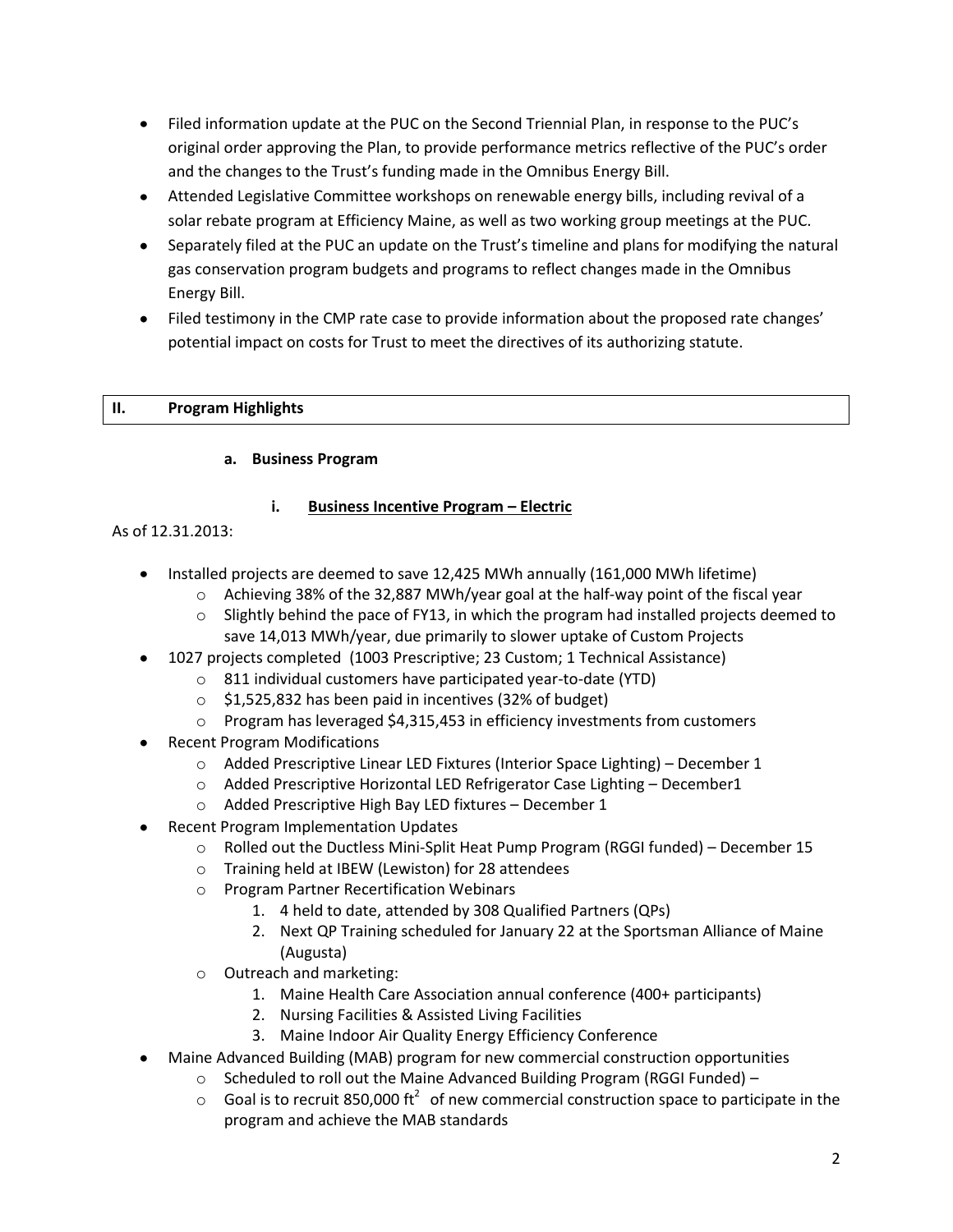- Filed information update at the PUC on the Second Triennial Plan, in response to the PUC's original order approving the Plan, to provide performance metrics reflective of the PUC's order and the changes to the Trust's funding made in the Omnibus Energy Bill.
- Attended Legislative Committee workshops on renewable energy bills, including revival of a solar rebate program at Efficiency Maine, as well as two working group meetings at the PUC.
- Separately filed at the PUC an update on the Trust's timeline and plans for modifying the natural gas conservation program budgets and programs to reflect changes made in the Omnibus Energy Bill.
- Filed testimony in the CMP rate case to provide information about the proposed rate changes' potential impact on costs for Trust to meet the directives of its authorizing statute.

## II. Program Highlights

### a. Business Program

#### i. <u>Business Incentive Program – Electric</u>

As of 12.31.2013:

- Installed projects are deemed to save 12,425 MWh annually (161,000 MWh lifetime)
  - Achieving 38% of the 32,887 MWh/year goal at the half-way point of the fiscal year
  - Slightly behind the pace of FY13, in which the program had installed projects deemed to save 14,013 MWh/year, due primarily to slower uptake of Custom Projects
- 1027 projects completed (1003 Prescriptive; 23 Custom; 1 Technical Assistance)
  - 811 individual customers have participated year-to-date (YTD)
  - $1,525,832 has been paid in incentives (32% of budget)
  - Program has leveraged $4,315,453 in efficiency investments from customers
- Recent Program Modifications
  - Added Prescriptive Linear LED Fixtures (Interior Space Lighting) – December 1
  - Added Prescriptive Horizontal LED Refrigerator Case Lighting – December1
  - Added Prescriptive High Bay LED fixtures – December 1
- Recent Program Implementation Updates
  - Rolled out the Ductless Mini-Split Heat Pump Program (RGGI funded) – December 15
  - Training held at IBEW (Lewiston) for 28 attendees
  - Program Partner Recertification Webinars
    1. 4 held to date, attended by 308 Qualified Partners (QPs)
    2. Next QP Training scheduled for January 22 at the Sportsman Alliance of Maine (Augusta)
  - Outreach and marketing:
    1. Maine Health Care Association annual conference (400+ participants)
    2. Nursing Facilities & Assisted Living Facilities
    3. Maine Indoor Air Quality Energy Efficiency Conference
- Maine Advanced Building (MAB) program for new commercial construction opportunities
  - Scheduled to roll out the Maine Advanced Building Program (RGGI Funded) –
  - Goal is to recruit 850,000 $ft^2$ of new commercial construction space to participate in the program and achieve the MAB standards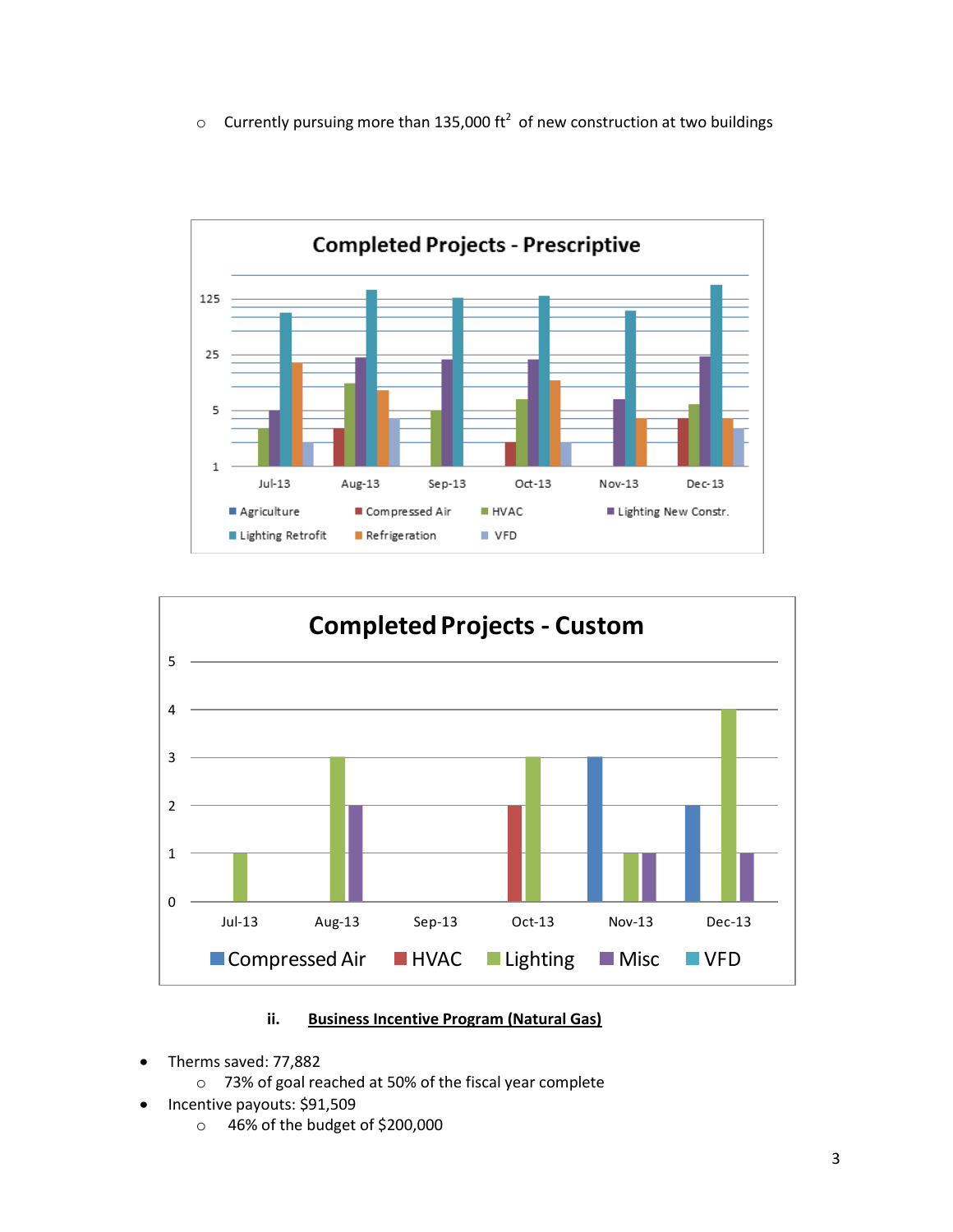- Currently pursuing more than 135,000 ft$^2$ of new construction at two buildings

**Completed Projects - Prescriptive**

**Completed Projects - Custom**

### ii. Business Incentive Program (Natural Gas)

- Therms saved: 77,882
  - 73% of goal reached at 50% of the fiscal year complete
- Incentive payouts: $91,509
  - 46% of the budget of $200,000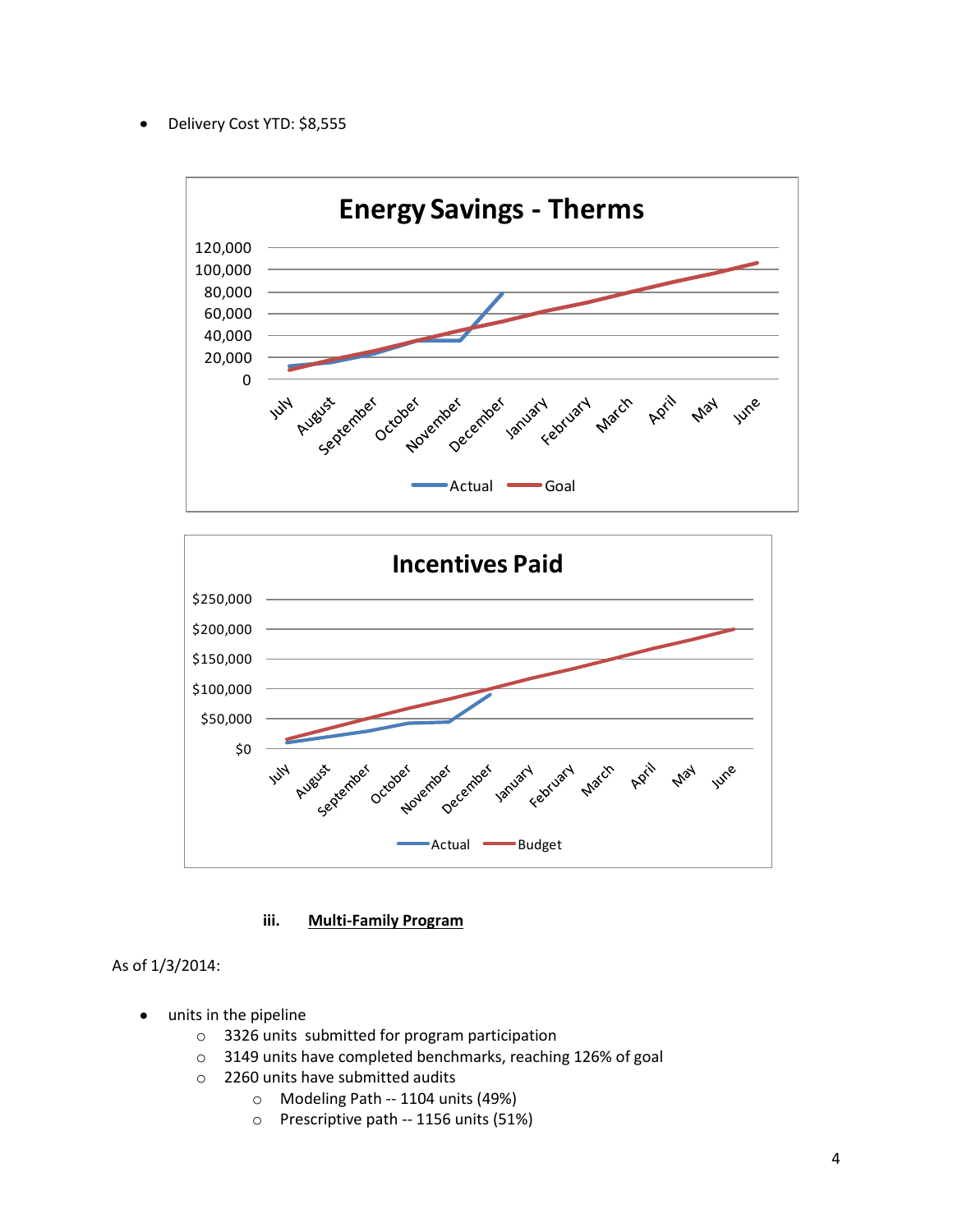- Delivery Cost YTD: $8,555

**Energy Savings - Therms**

**Incentives Paid**

### iii. Multi-Family Program

As of 1/3/2014:

- units in the pipeline
  - 3326 units submitted for program participation
  - 3149 units have completed benchmarks, reaching 126% of goal
  - 2260 units have submitted audits
    - Modeling Path -- 1104 units (49%)
    - Prescriptive path -- 1156 units (51%)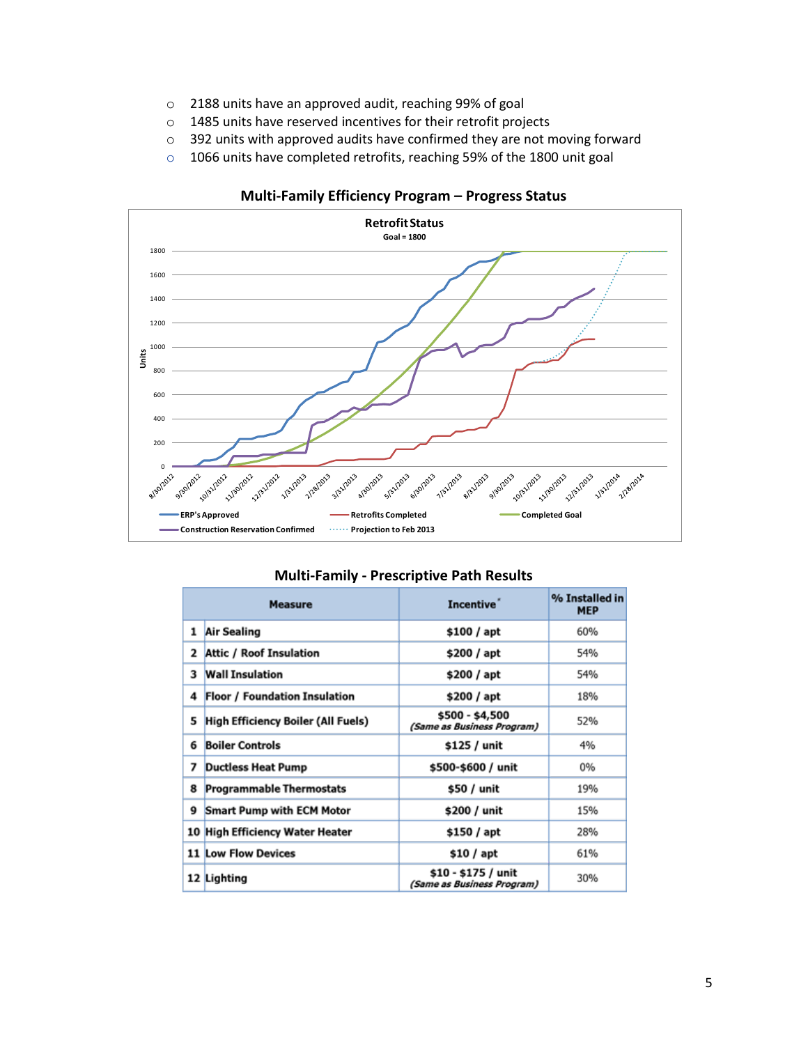- 2188 units have an approved audit, reaching 99% of goal
- 1485 units have reserved incentives for their retrofit projects
- 392 units with approved audits have confirmed they are not moving forward
- 1066 units have completed retrofits, reaching 59% of the 1800 unit goal

**Multi-Family Efficiency Program – Progress Status**

**Multi-Family - Prescriptive Path Results**

| | Measure | Incentive* | % Installed in MEP |
|---|---|---|---|
| 1 | Air Sealing | $100 / apt | 60% |
| 2 | Attic / Roof Insulation | $200 / apt | 54% |
| 3 | Wall Insulation | $200 / apt | 54% |
| 4 | Floor / Foundation Insulation | $200 / apt | 18% |
| 5 | High Efficiency Boiler (All Fuels) | $500 - $4,500 *(Same as Business Program)* | 52% |
| 6 | Boiler Controls | $125 / unit | 4% |
| 7 | Ductless Heat Pump | $500-$600 / unit | 0% |
| 8 | Programmable Thermostats | $50 / unit | 19% |
| 9 | Smart Pump with ECM Motor | $200 / unit | 15% |
| 10 | High Efficiency Water Heater | $150 / apt | 28% |
| 11 | Low Flow Devices | $10 / apt | 61% |
| 12 | Lighting | $10 - $175 / unit *(Same as Business Program)* | 30% |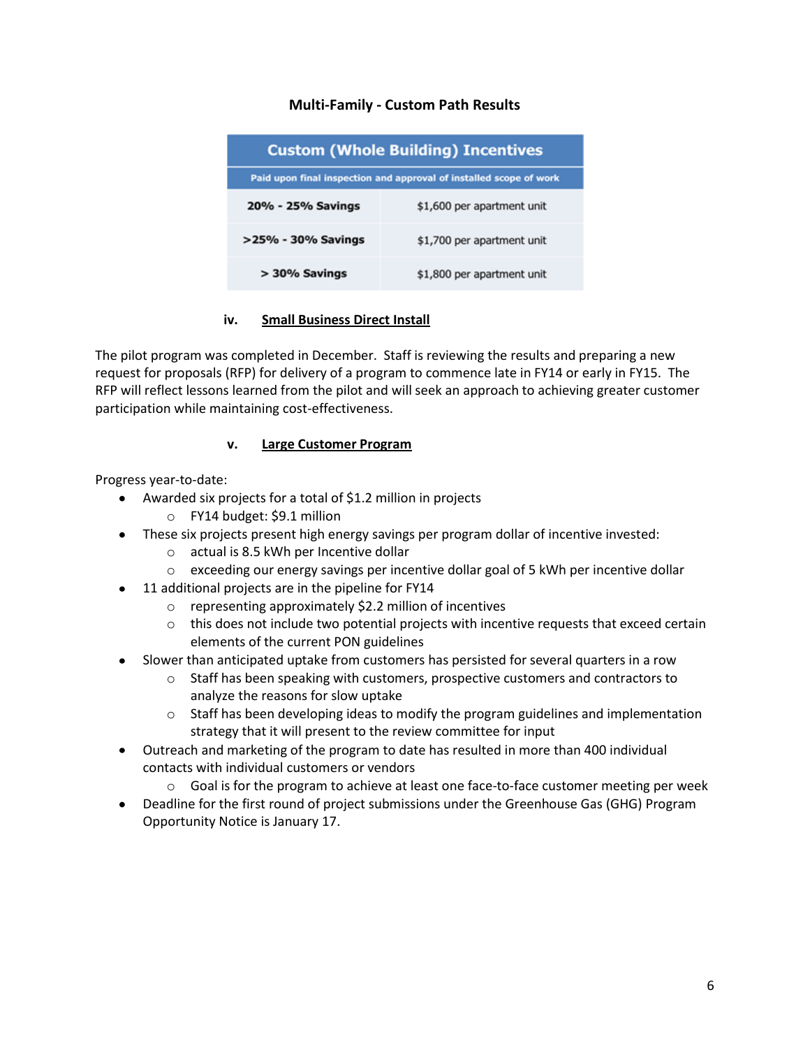**Multi-Family - Custom Path Results**

| Custom (Whole Building) Incentives | |
|---|---|
| Paid upon final inspection and approval of installed scope of work | |
| **20% - 25% Savings** | $1,600 per apartment unit |
| **>25% - 30% Savings** | $1,700 per apartment unit |
| **> 30% Savings** | $1,800 per apartment unit |

#### iv. Small Business Direct Install

The pilot program was completed in December. Staff is reviewing the results and preparing a new request for proposals (RFP) for delivery of a program to commence late in FY14 or early in FY15. The RFP will reflect lessons learned from the pilot and will seek an approach to achieving greater customer participation while maintaining cost-effectiveness.

#### v. Large Customer Program

Progress year-to-date:

- Awarded six projects for a total of $1.2 million in projects
  - FY14 budget: $9.1 million
- These six projects present high energy savings per program dollar of incentive invested:
  - actual is 8.5 kWh per Incentive dollar
  - exceeding our energy savings per incentive dollar goal of 5 kWh per incentive dollar
- 11 additional projects are in the pipeline for FY14
  - representing approximately $2.2 million of incentives
  - this does not include two potential projects with incentive requests that exceed certain elements of the current PON guidelines
- Slower than anticipated uptake from customers has persisted for several quarters in a row
  - Staff has been speaking with customers, prospective customers and contractors to analyze the reasons for slow uptake
  - Staff has been developing ideas to modify the program guidelines and implementation strategy that it will present to the review committee for input
- Outreach and marketing of the program to date has resulted in more than 400 individual contacts with individual customers or vendors
  - Goal is for the program to achieve at least one face-to-face customer meeting per week
- Deadline for the first round of project submissions under the Greenhouse Gas (GHG) Program Opportunity Notice is January 17.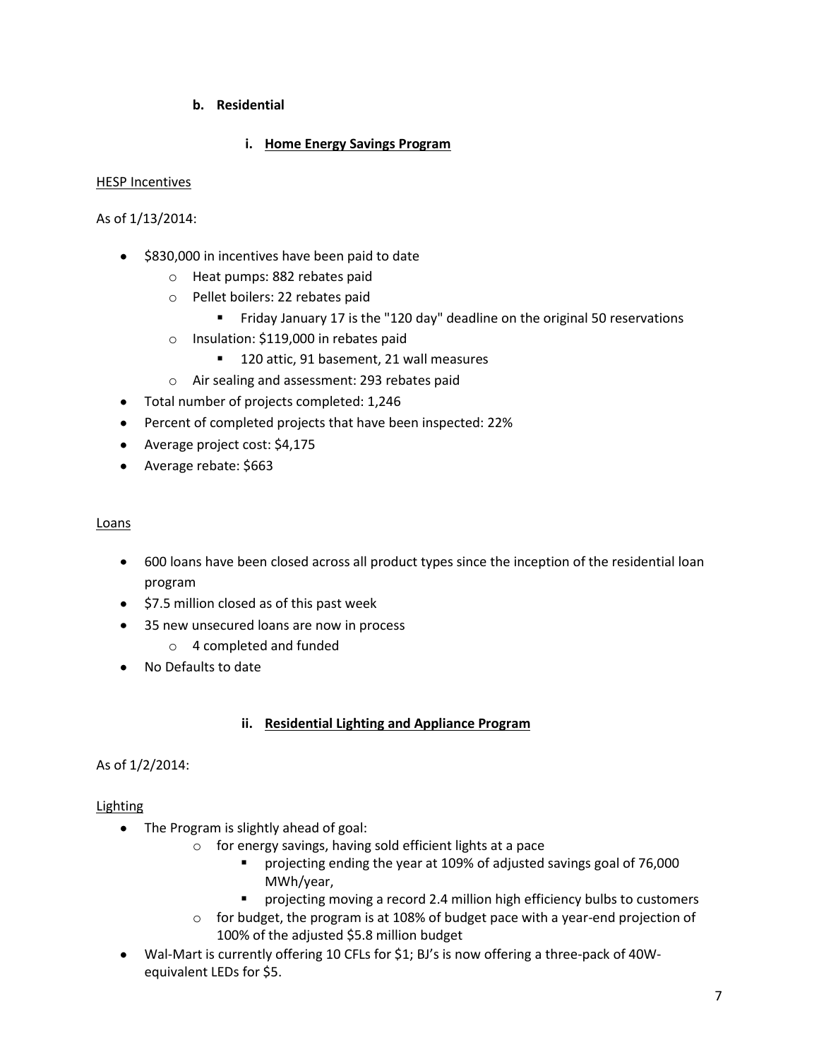### b. Residential

#### i. <u>Home Energy Savings Program</u>

<u>HESP Incentives</u>

As of 1/13/2014:

- $830,000 in incentives have been paid to date
  - Heat pumps: 882 rebates paid
  - Pellet boilers: 22 rebates paid
    - Friday January 17 is the "120 day" deadline on the original 50 reservations
  - Insulation: $119,000 in rebates paid
    - 120 attic, 91 basement, 21 wall measures
  - Air sealing and assessment: 293 rebates paid
- Total number of projects completed: 1,246
- Percent of completed projects that have been inspected: 22%
- Average project cost: $4,175
- Average rebate: $663

<u>Loans</u>

- 600 loans have been closed across all product types since the inception of the residential loan program
- $7.5 million closed as of this past week
- 35 new unsecured loans are now in process
  - 4 completed and funded
- No Defaults to date

#### ii. <u>Residential Lighting and Appliance Program</u>

As of 1/2/2014:

<u>Lighting</u>

- The Program is slightly ahead of goal:
  - for energy savings, having sold efficient lights at a pace
    - projecting ending the year at 109% of adjusted savings goal of 76,000 MWh/year,
    - projecting moving a record 2.4 million high efficiency bulbs to customers
  - for budget, the program is at 108% of budget pace with a year-end projection of 100% of the adjusted $5.8 million budget
- Wal-Mart is currently offering 10 CFLs for $1; BJ's is now offering a three-pack of 40W-equivalent LEDs for $5.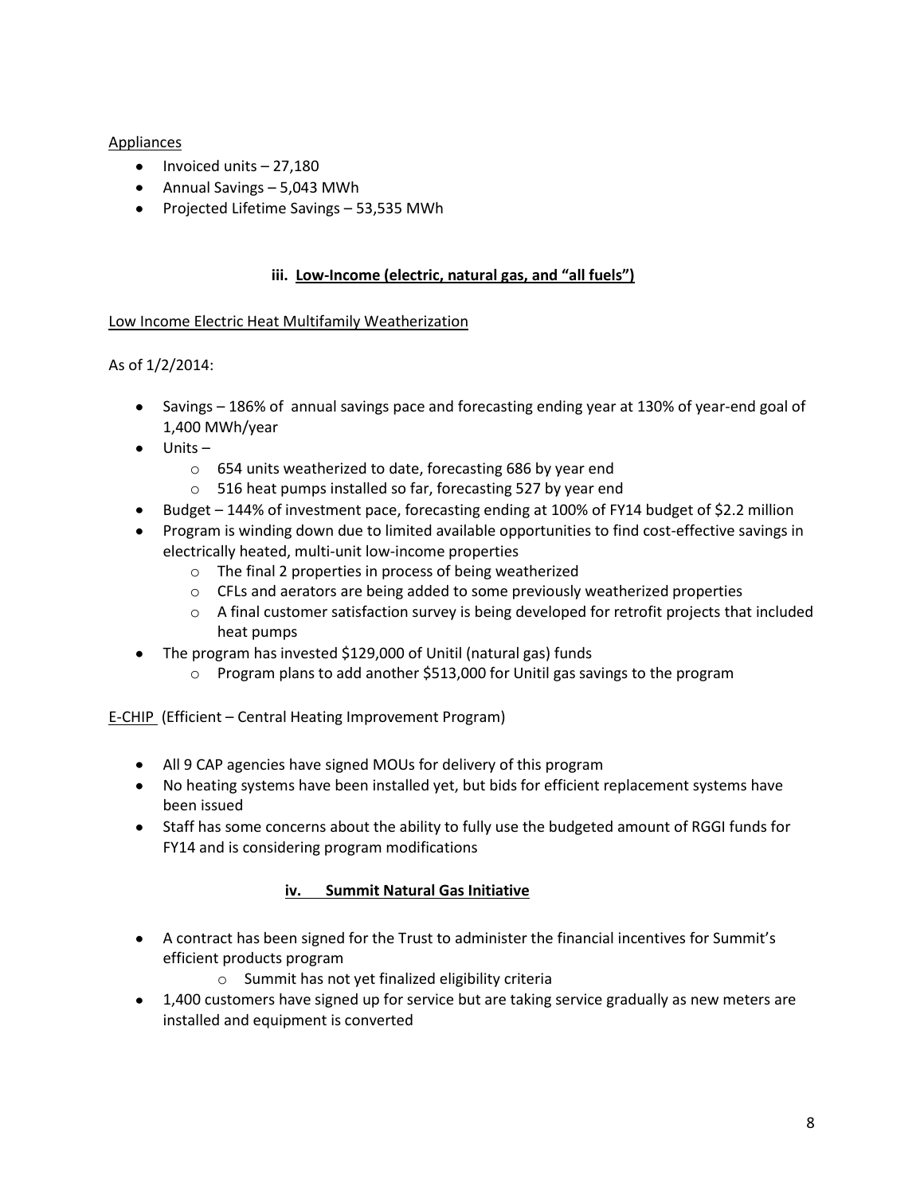Appliances

- Invoiced units – 27,180
- Annual Savings – 5,043 MWh
- Projected Lifetime Savings – 53,535 MWh

### iii. Low-Income (electric, natural gas, and "all fuels")

Low Income Electric Heat Multifamily Weatherization

As of 1/2/2014:

- Savings – 186% of annual savings pace and forecasting ending year at 130% of year-end goal of 1,400 MWh/year
- Units –
  - 654 units weatherized to date, forecasting 686 by year end
  - 516 heat pumps installed so far, forecasting 527 by year end
- Budget – 144% of investment pace, forecasting ending at 100% of FY14 budget of $2.2 million
- Program is winding down due to limited available opportunities to find cost-effective savings in electrically heated, multi-unit low-income properties
  - The final 2 properties in process of being weatherized
  - CFLs and aerators are being added to some previously weatherized properties
  - A final customer satisfaction survey is being developed for retrofit projects that included heat pumps
- The program has invested $129,000 of Unitil (natural gas) funds
  - Program plans to add another $513,000 for Unitil gas savings to the program

E-CHIP (Efficient – Central Heating Improvement Program)

- All 9 CAP agencies have signed MOUs for delivery of this program
- No heating systems have been installed yet, but bids for efficient replacement systems have been issued
- Staff has some concerns about the ability to fully use the budgeted amount of RGGI funds for FY14 and is considering program modifications

### iv. Summit Natural Gas Initiative

- A contract has been signed for the Trust to administer the financial incentives for Summit's efficient products program
  - Summit has not yet finalized eligibility criteria
- 1,400 customers have signed up for service but are taking service gradually as new meters are installed and equipment is converted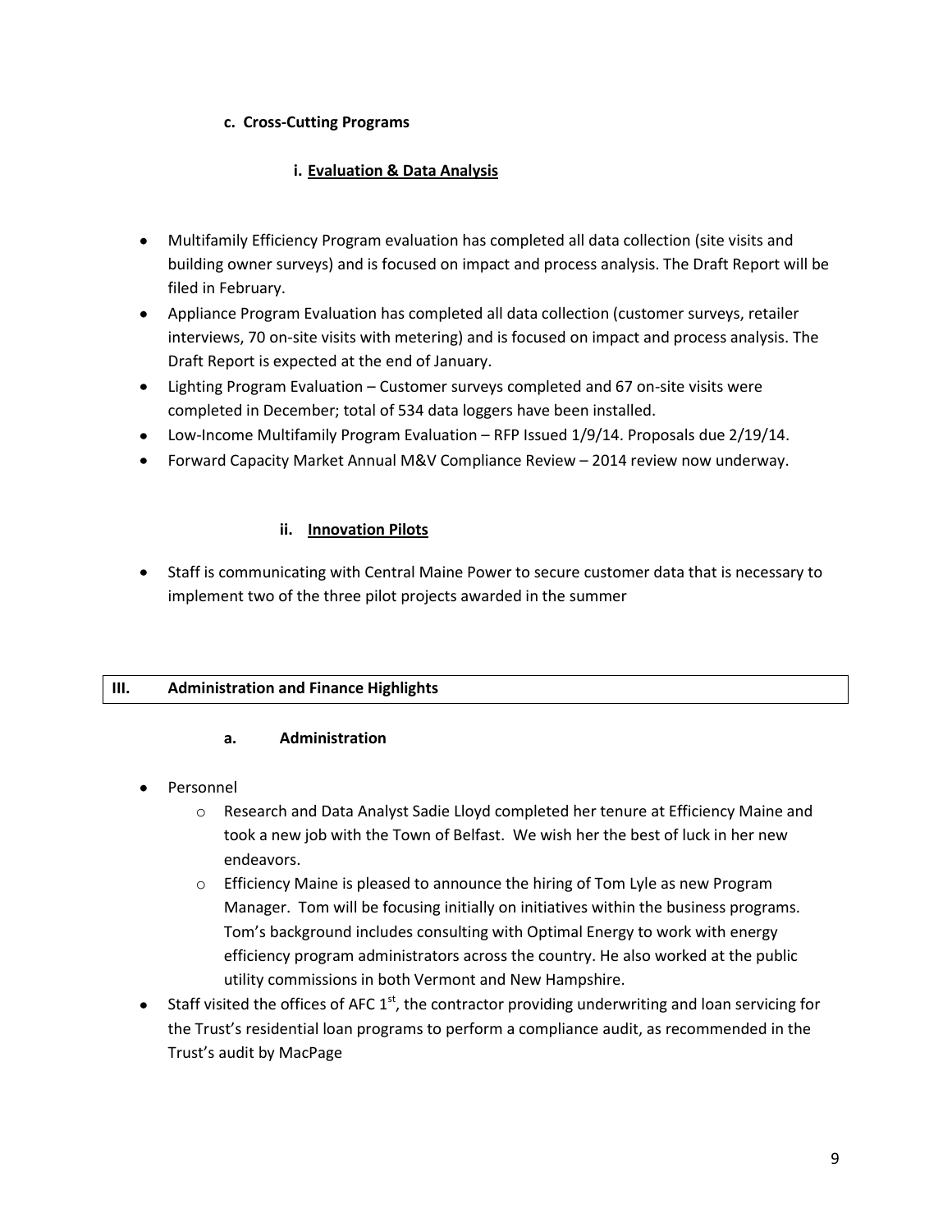### c. Cross-Cutting Programs

#### i. Evaluation & Data Analysis

- Multifamily Efficiency Program evaluation has completed all data collection (site visits and building owner surveys) and is focused on impact and process analysis. The Draft Report will be filed in February.
- Appliance Program Evaluation has completed all data collection (customer surveys, retailer interviews, 70 on-site visits with metering) and is focused on impact and process analysis. The Draft Report is expected at the end of January.
- Lighting Program Evaluation – Customer surveys completed and 67 on-site visits were completed in December; total of 534 data loggers have been installed.
- Low-Income Multifamily Program Evaluation – RFP Issued 1/9/14. Proposals due 2/19/14.
- Forward Capacity Market Annual M&V Compliance Review – 2014 review now underway.

#### ii. Innovation Pilots

- Staff is communicating with Central Maine Power to secure customer data that is necessary to implement two of the three pilot projects awarded in the summer

## III. Administration and Finance Highlights

### a. Administration

- Personnel
  - Research and Data Analyst Sadie Lloyd completed her tenure at Efficiency Maine and took a new job with the Town of Belfast. We wish her the best of luck in her new endeavors.
  - Efficiency Maine is pleased to announce the hiring of Tom Lyle as new Program Manager. Tom will be focusing initially on initiatives within the business programs. Tom's background includes consulting with Optimal Energy to work with energy efficiency program administrators across the country. He also worked at the public utility commissions in both Vermont and New Hampshire.
- Staff visited the offices of AFC 1st, the contractor providing underwriting and loan servicing for the Trust's residential loan programs to perform a compliance audit, as recommended in the Trust's audit by MacPage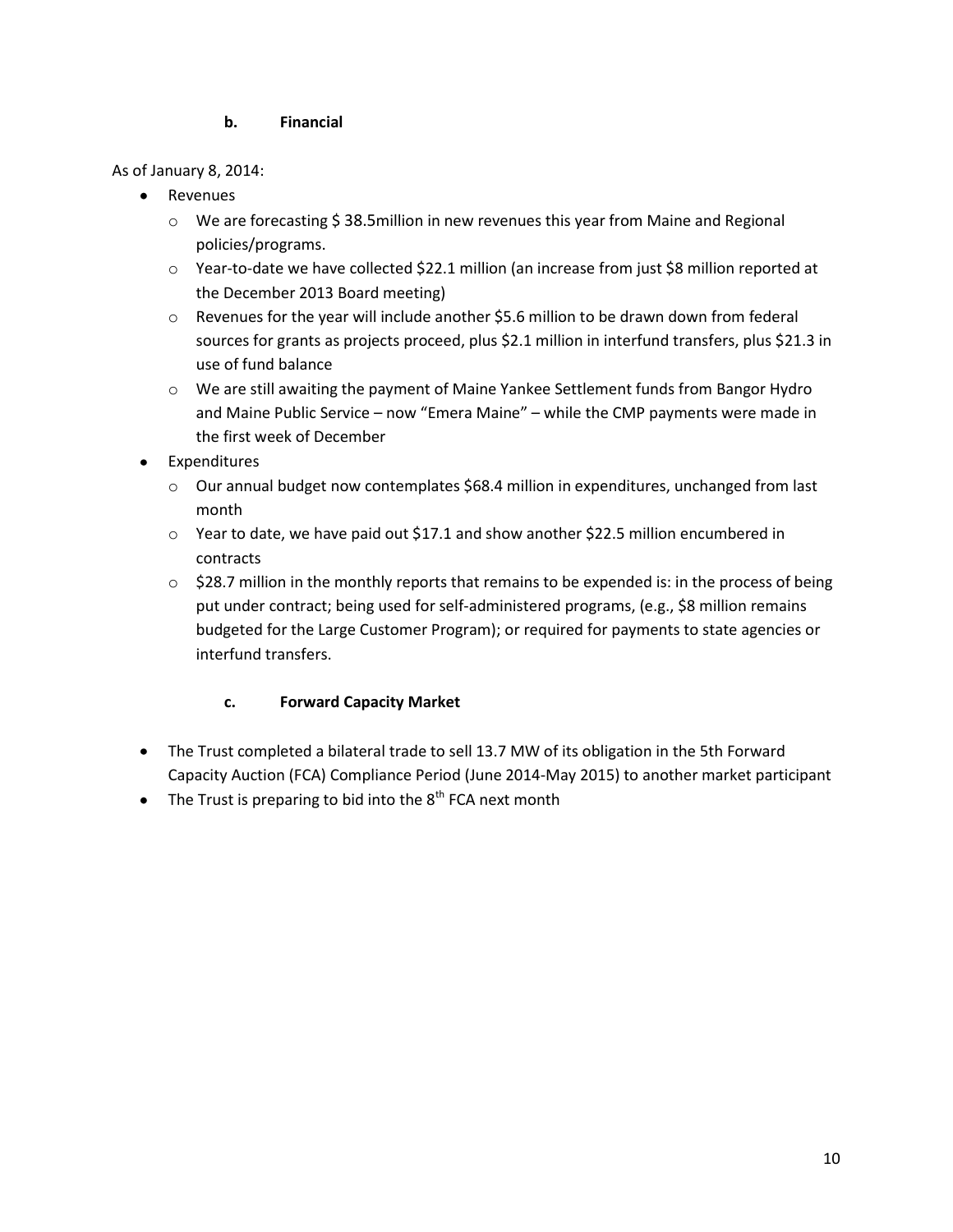### b. Financial

As of January 8, 2014:

- Revenues
  - We are forecasting $ 38.5million in new revenues this year from Maine and Regional policies/programs.
  - Year-to-date we have collected $22.1 million (an increase from just $8 million reported at the December 2013 Board meeting)
  - Revenues for the year will include another $5.6 million to be drawn down from federal sources for grants as projects proceed, plus $2.1 million in interfund transfers, plus $21.3 in use of fund balance
  - We are still awaiting the payment of Maine Yankee Settlement funds from Bangor Hydro and Maine Public Service – now "Emera Maine" – while the CMP payments were made in the first week of December
- Expenditures
  - Our annual budget now contemplates $68.4 million in expenditures, unchanged from last month
  - Year to date, we have paid out $17.1 and show another $22.5 million encumbered in contracts
  - $28.7 million in the monthly reports that remains to be expended is: in the process of being put under contract; being used for self-administered programs, (e.g., $8 million remains budgeted for the Large Customer Program); or required for payments to state agencies or interfund transfers.

### c. Forward Capacity Market

- The Trust completed a bilateral trade to sell 13.7 MW of its obligation in the 5th Forward Capacity Auction (FCA) Compliance Period (June 2014-May 2015) to another market participant
- The Trust is preparing to bid into the 8$^{th}$ FCA next month